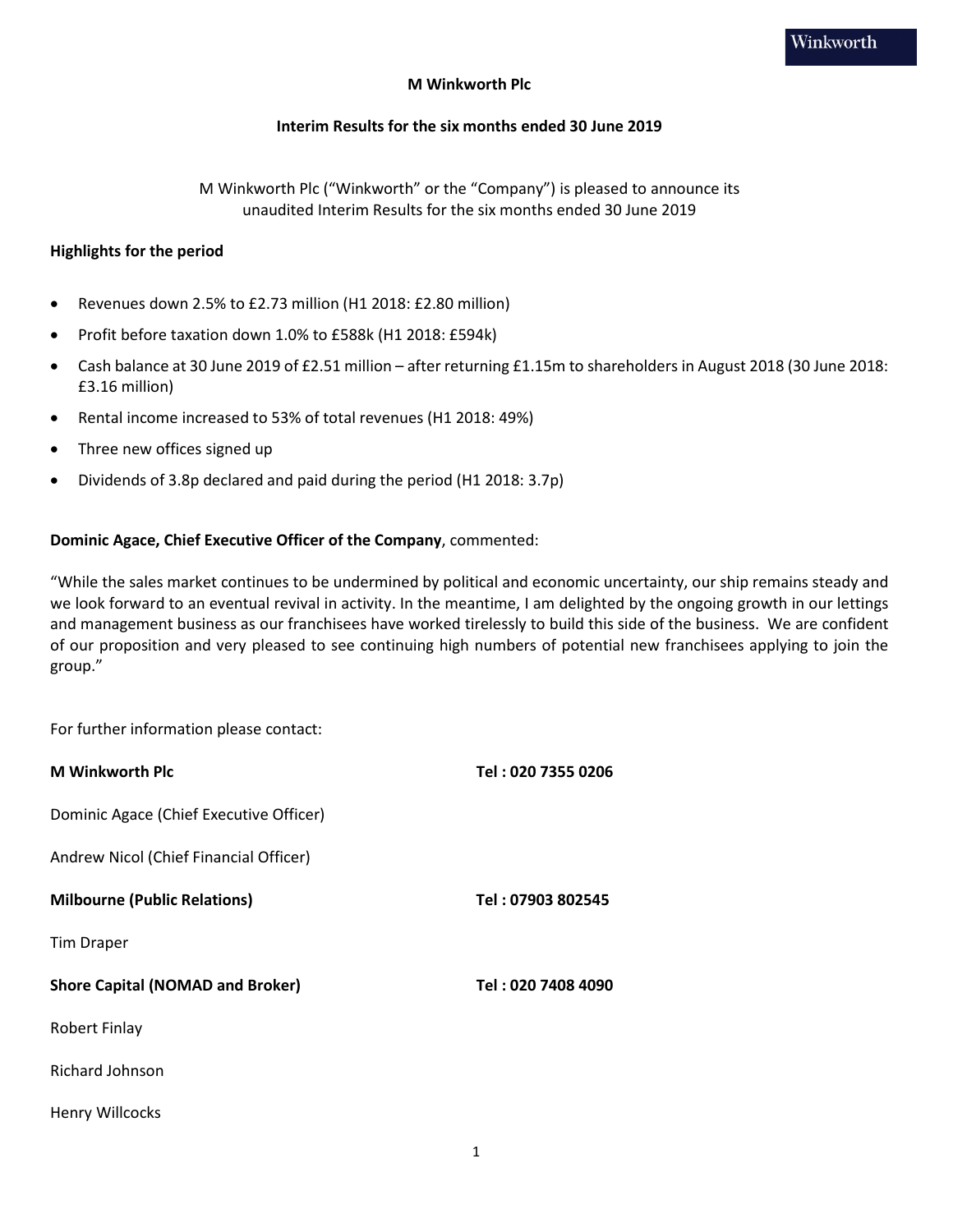# M Winkworth Plc

## Interim Results for the six months ended 30 June 2019

M Winkworth Plc ("Winkworth" or the "Company") is pleased to announce its unaudited Interim Results for the six months ended 30 June 2019

**Highlights for the period**

- Revenues down 2.5% to £2.73 million (H1 2018: £2.80 million)
- Profit before taxation down 1.0% to £588k (H1 2018: £594k)
- Cash balance at 30 June 2019 of £2.51 million – after returning £1.15m to shareholders in August 2018 (30 June 2018: £3.16 million)
- Rental income increased to 53% of total revenues (H1 2018: 49%)
- Three new offices signed up
- Dividends of 3.8p declared and paid during the period (H1 2018: 3.7p)

**Dominic Agace, Chief Executive Officer of the Company**, commented:

"While the sales market continues to be undermined by political and economic uncertainty, our ship remains steady and we look forward to an eventual revival in activity. In the meantime, I am delighted by the ongoing growth in our lettings and management business as our franchisees have worked tirelessly to build this side of the business. We are confident of our proposition and very pleased to see continuing high numbers of potential new franchisees applying to join the group."

For further information please contact:

**M Winkworth Plc** Tel : 020 7355 0206

Dominic Agace (Chief Executive Officer)

Andrew Nicol (Chief Financial Officer)

**Milbourne (Public Relations)** Tel : 07903 802545

Tim Draper

**Shore Capital (NOMAD and Broker)** Tel : 020 7408 4090

Robert Finlay

Richard Johnson

Henry Willcocks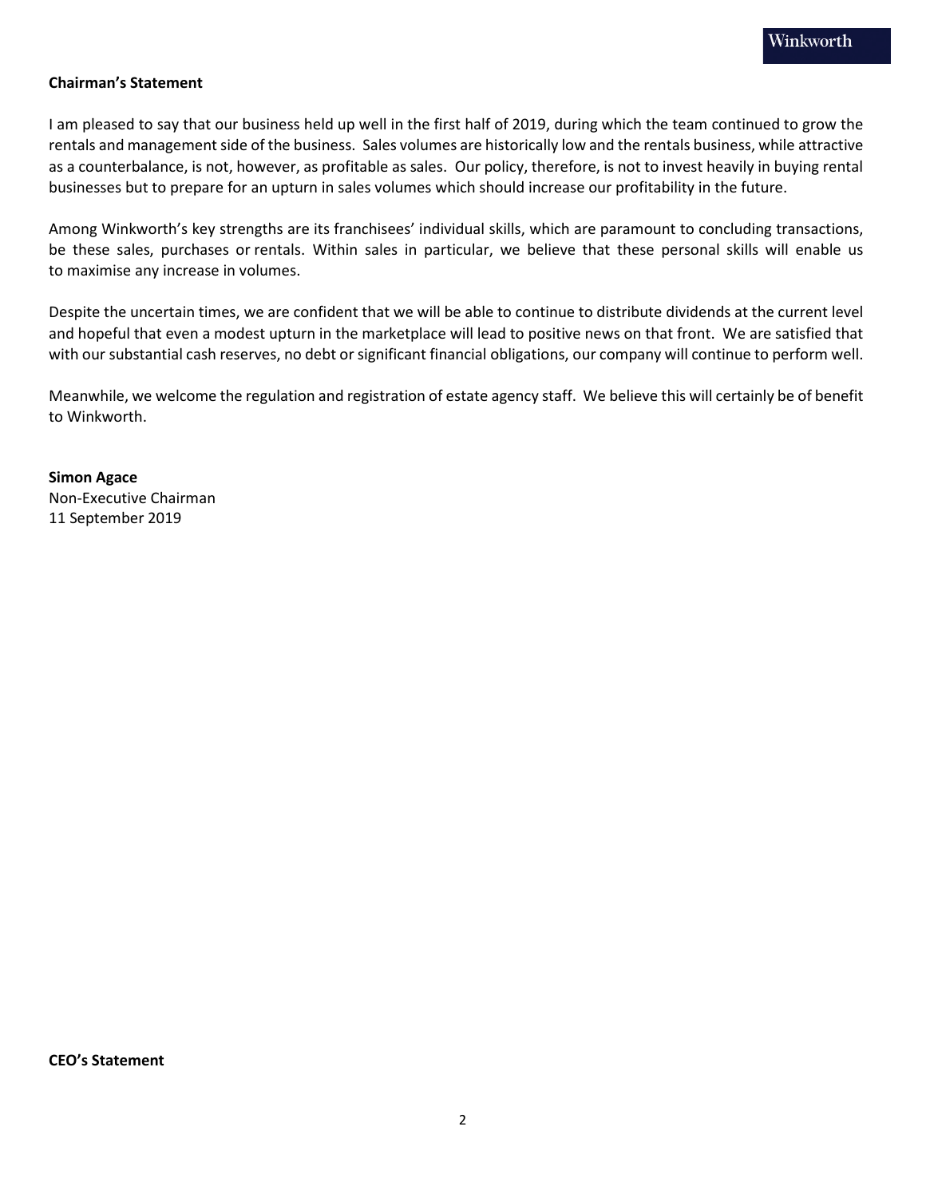## Chairman's Statement

I am pleased to say that our business held up well in the first half of 2019, during which the team continued to grow the rentals and management side of the business. Sales volumes are historically low and the rentals business, while attractive as a counterbalance, is not, however, as profitable as sales. Our policy, therefore, is not to invest heavily in buying rental businesses but to prepare for an upturn in sales volumes which should increase our profitability in the future.

Among Winkworth's key strengths are its franchisees' individual skills, which are paramount to concluding transactions, be these sales, purchases or rentals. Within sales in particular, we believe that these personal skills will enable us to maximise any increase in volumes.

Despite the uncertain times, we are confident that we will be able to continue to distribute dividends at the current level and hopeful that even a modest upturn in the marketplace will lead to positive news on that front. We are satisfied that with our substantial cash reserves, no debt or significant financial obligations, our company will continue to perform well.

Meanwhile, we welcome the regulation and registration of estate agency staff. We believe this will certainly be of benefit to Winkworth.

**Simon Agace**
Non-Executive Chairman
11 September 2019

## CEO's Statement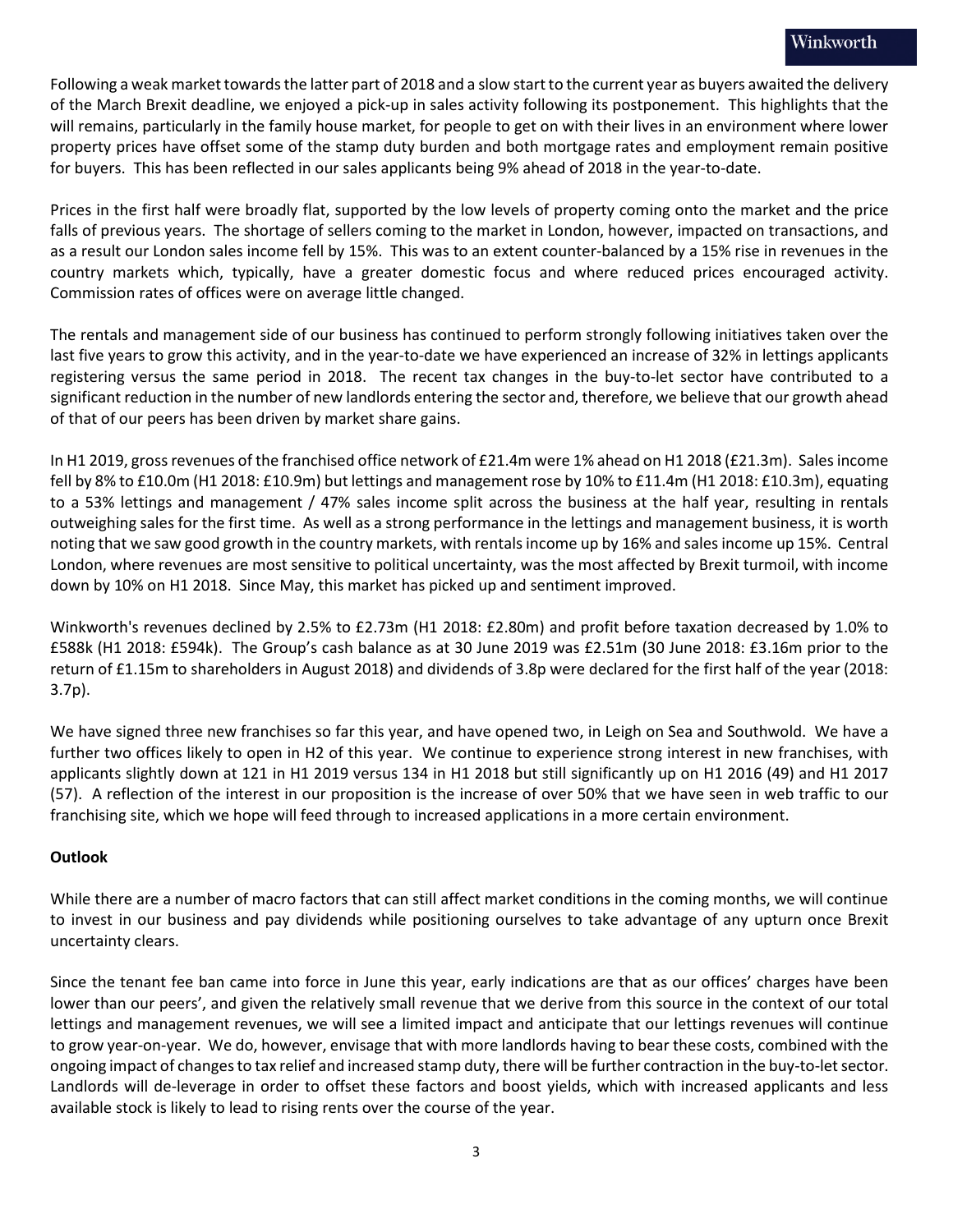Following a weak market towards the latter part of 2018 and a slow start to the current year as buyers awaited the delivery of the March Brexit deadline, we enjoyed a pick-up in sales activity following its postponement. This highlights that the will remains, particularly in the family house market, for people to get on with their lives in an environment where lower property prices have offset some of the stamp duty burden and both mortgage rates and employment remain positive for buyers. This has been reflected in our sales applicants being 9% ahead of 2018 in the year-to-date.

Prices in the first half were broadly flat, supported by the low levels of property coming onto the market and the price falls of previous years. The shortage of sellers coming to the market in London, however, impacted on transactions, and as a result our London sales income fell by 15%. This was to an extent counter-balanced by a 15% rise in revenues in the country markets which, typically, have a greater domestic focus and where reduced prices encouraged activity. Commission rates of offices were on average little changed.

The rentals and management side of our business has continued to perform strongly following initiatives taken over the last five years to grow this activity, and in the year-to-date we have experienced an increase of 32% in lettings applicants registering versus the same period in 2018. The recent tax changes in the buy-to-let sector have contributed to a significant reduction in the number of new landlords entering the sector and, therefore, we believe that our growth ahead of that of our peers has been driven by market share gains.

In H1 2019, gross revenues of the franchised office network of £21.4m were 1% ahead on H1 2018 (£21.3m). Sales income fell by 8% to £10.0m (H1 2018: £10.9m) but lettings and management rose by 10% to £11.4m (H1 2018: £10.3m), equating to a 53% lettings and management / 47% sales income split across the business at the half year, resulting in rentals outweighing sales for the first time. As well as a strong performance in the lettings and management business, it is worth noting that we saw good growth in the country markets, with rentals income up by 16% and sales income up 15%. Central London, where revenues are most sensitive to political uncertainty, was the most affected by Brexit turmoil, with income down by 10% on H1 2018. Since May, this market has picked up and sentiment improved.

Winkworth's revenues declined by 2.5% to £2.73m (H1 2018: £2.80m) and profit before taxation decreased by 1.0% to £588k (H1 2018: £594k). The Group's cash balance as at 30 June 2019 was £2.51m (30 June 2018: £3.16m prior to the return of £1.15m to shareholders in August 2018) and dividends of 3.8p were declared for the first half of the year (2018: 3.7p).

We have signed three new franchises so far this year, and have opened two, in Leigh on Sea and Southwold. We have a further two offices likely to open in H2 of this year. We continue to experience strong interest in new franchises, with applicants slightly down at 121 in H1 2019 versus 134 in H1 2018 but still significantly up on H1 2016 (49) and H1 2017 (57). A reflection of the interest in our proposition is the increase of over 50% that we have seen in web traffic to our franchising site, which we hope will feed through to increased applications in a more certain environment.

**Outlook**

While there are a number of macro factors that can still affect market conditions in the coming months, we will continue to invest in our business and pay dividends while positioning ourselves to take advantage of any upturn once Brexit uncertainty clears.

Since the tenant fee ban came into force in June this year, early indications are that as our offices' charges have been lower than our peers', and given the relatively small revenue that we derive from this source in the context of our total lettings and management revenues, we will see a limited impact and anticipate that our lettings revenues will continue to grow year-on-year. We do, however, envisage that with more landlords having to bear these costs, combined with the ongoing impact of changes to tax relief and increased stamp duty, there will be further contraction in the buy-to-let sector. Landlords will de-leverage in order to offset these factors and boost yields, which with increased applicants and less available stock is likely to lead to rising rents over the course of the year.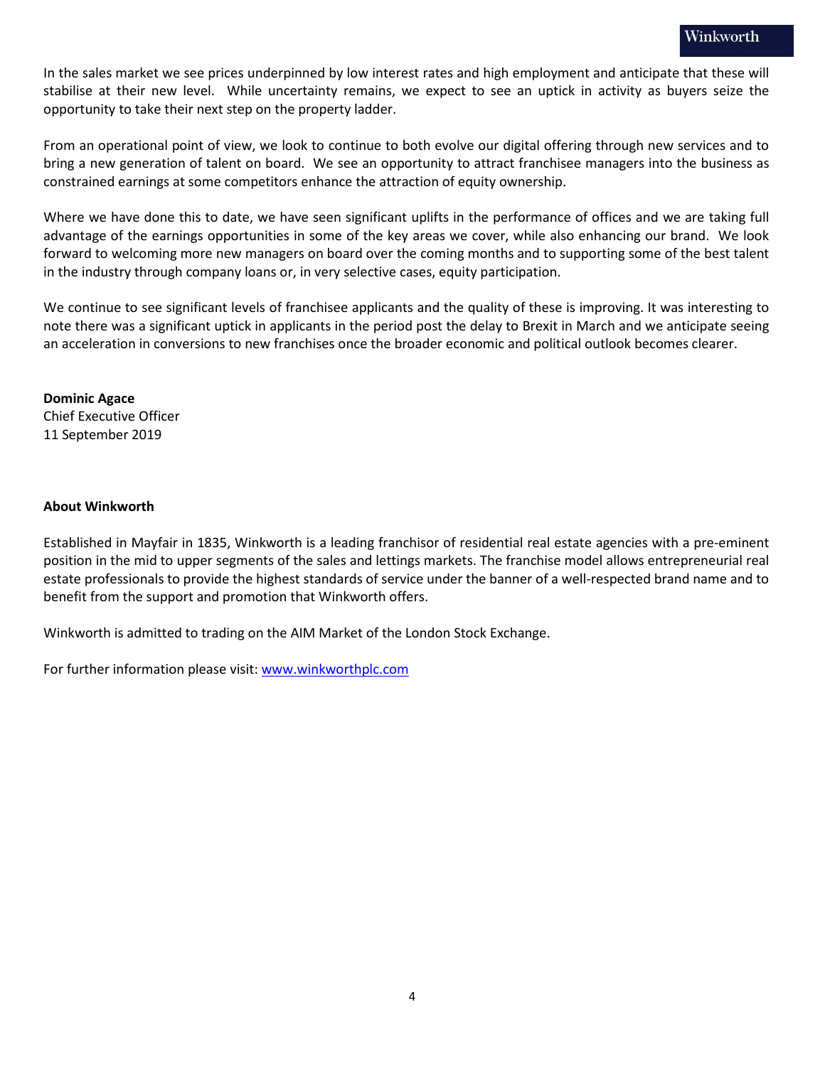In the sales market we see prices underpinned by low interest rates and high employment and anticipate that these will stabilise at their new level. While uncertainty remains, we expect to see an uptick in activity as buyers seize the opportunity to take their next step on the property ladder.

From an operational point of view, we look to continue to both evolve our digital offering through new services and to bring a new generation of talent on board. We see an opportunity to attract franchisee managers into the business as constrained earnings at some competitors enhance the attraction of equity ownership.

Where we have done this to date, we have seen significant uplifts in the performance of offices and we are taking full advantage of the earnings opportunities in some of the key areas we cover, while also enhancing our brand. We look forward to welcoming more new managers on board over the coming months and to supporting some of the best talent in the industry through company loans or, in very selective cases, equity participation.

We continue to see significant levels of franchisee applicants and the quality of these is improving. It was interesting to note there was a significant uptick in applicants in the period post the delay to Brexit in March and we anticipate seeing an acceleration in conversions to new franchises once the broader economic and political outlook becomes clearer.

**Dominic Agace**
Chief Executive Officer
11 September 2019

**About Winkworth**

Established in Mayfair in 1835, Winkworth is a leading franchisor of residential real estate agencies with a pre-eminent position in the mid to upper segments of the sales and lettings markets. The franchise model allows entrepreneurial real estate professionals to provide the highest standards of service under the banner of a well-respected brand name and to benefit from the support and promotion that Winkworth offers.

Winkworth is admitted to trading on the AIM Market of the London Stock Exchange.

For further information please visit: [www.winkworthplc.com](http://www.winkworthplc.com)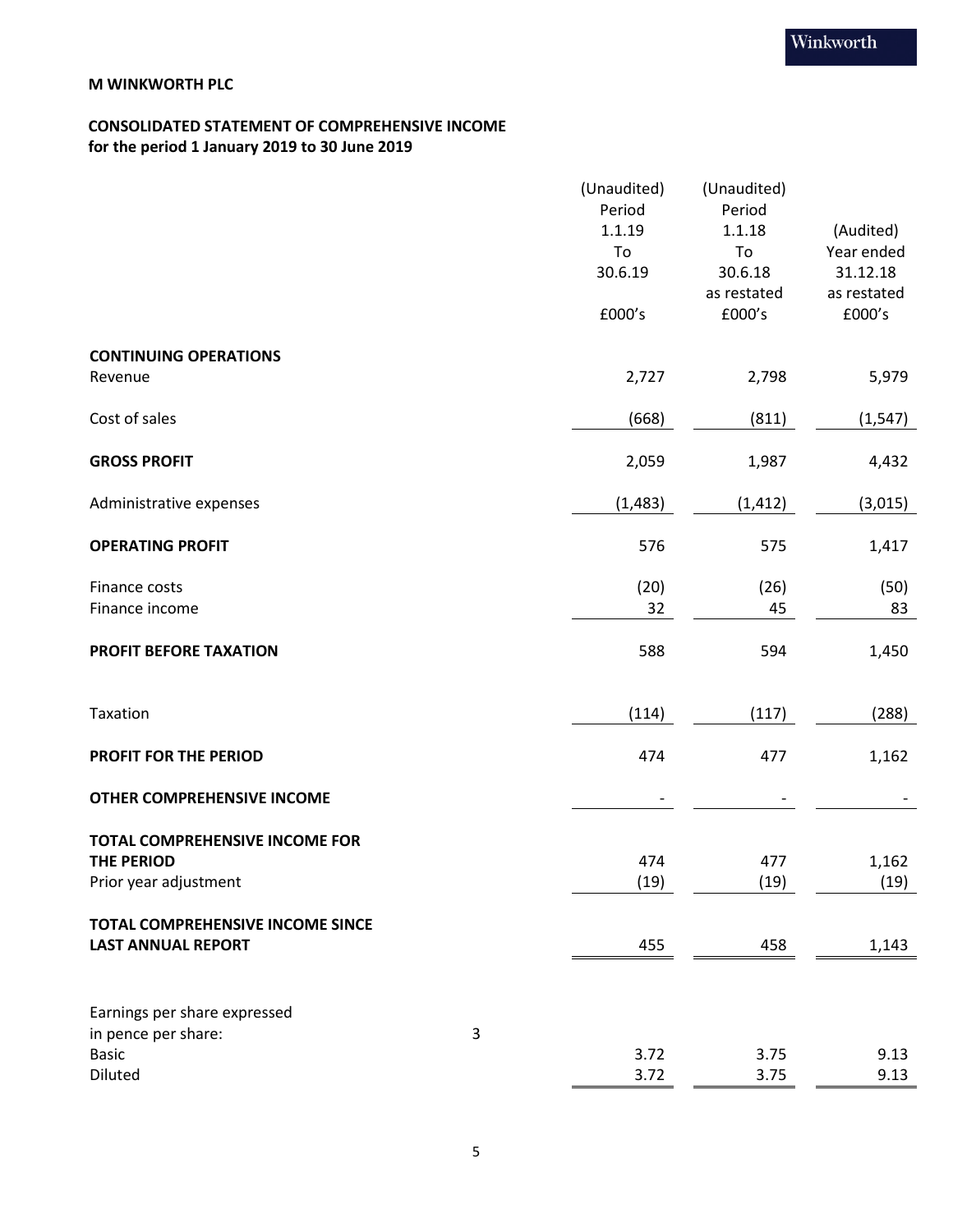**M WINKWORTH PLC**

**CONSOLIDATED STATEMENT OF COMPREHENSIVE INCOME**
**for the period 1 January 2019 to 30 June 2019**

| | Note | (Unaudited) Period 1.1.19 To 30.6.19 £000's | (Unaudited) Period 1.1.18 To 30.6.18 as restated £000's | (Audited) Year ended 31.12.18 as restated £000's |
|---|---|---|---|---|
| **CONTINUING OPERATIONS** | | | | |
| Revenue | | 2,727 | 2,798 | 5,979 |
| Cost of sales | | (668) | (811) | (1,547) |
| **GROSS PROFIT** | | 2,059 | 1,987 | 4,432 |
| Administrative expenses | | (1,483) | (1,412) | (3,015) |
| **OPERATING PROFIT** | | 576 | 575 | 1,417 |
| Finance costs | | (20) | (26) | (50) |
| Finance income | | 32 | 45 | 83 |
| **PROFIT BEFORE TAXATION** | | 588 | 594 | 1,450 |
| Taxation | | (114) | (117) | (288) |
| **PROFIT FOR THE PERIOD** | | 474 | 477 | 1,162 |
| **OTHER COMPREHENSIVE INCOME** | | - | - | - |
| **TOTAL COMPREHENSIVE INCOME FOR THE PERIOD** | | 474 | 477 | 1,162 |
| Prior year adjustment | | (19) | (19) | (19) |
| **TOTAL COMPREHENSIVE INCOME SINCE LAST ANNUAL REPORT** | | 455 | 458 | 1,143 |
| Earnings per share expressed in pence per share: | 3 | | | |
| Basic | | 3.72 | 3.75 | 9.13 |
| Diluted | | 3.72 | 3.75 | 9.13 |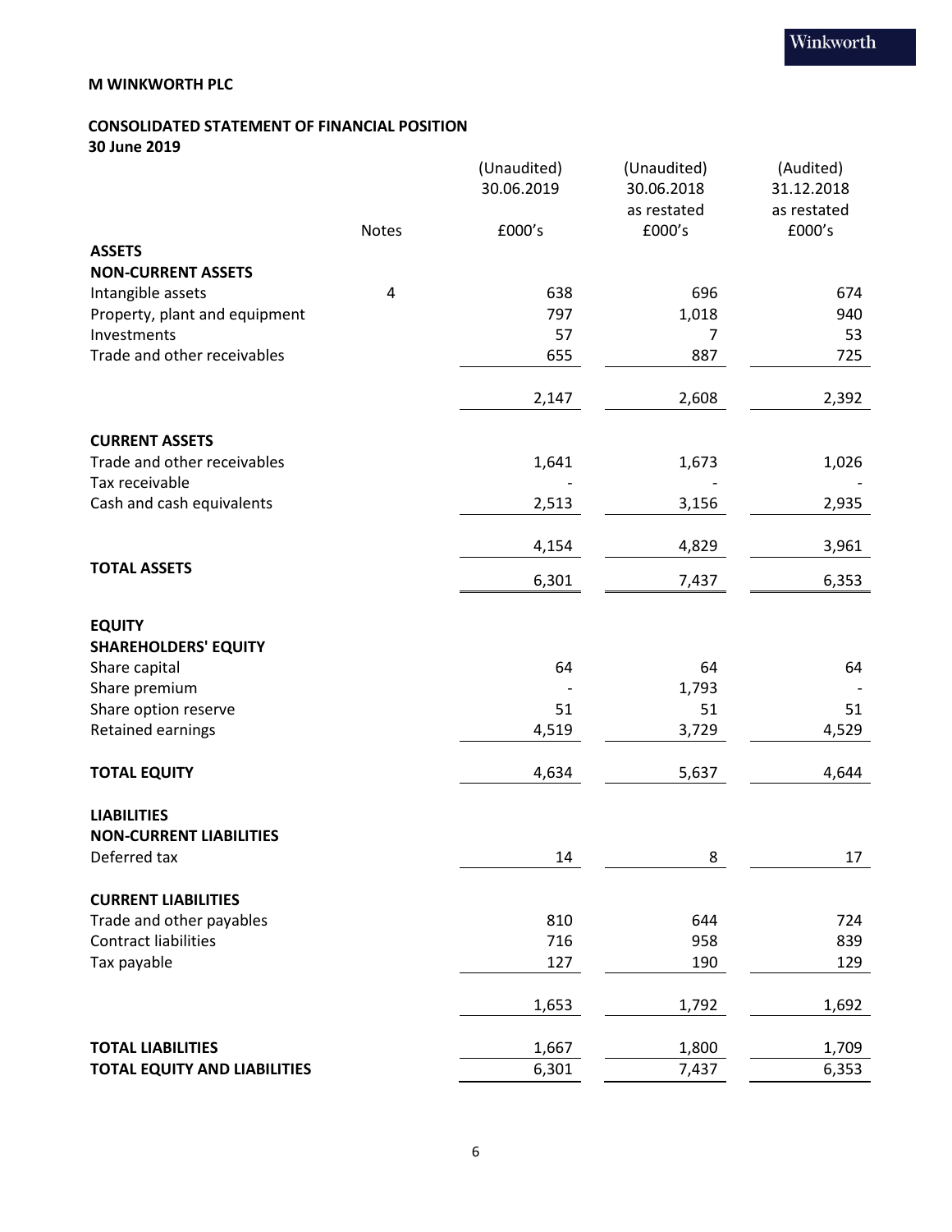**M WINKWORTH PLC**

**CONSOLIDATED STATEMENT OF FINANCIAL POSITION**
**30 June 2019**

| | Notes | (Unaudited) 30.06.2019 £000's | (Unaudited) 30.06.2018 as restated £000's | (Audited) 31.12.2018 as restated £000's |
|---|---|---|---|---|
| **ASSETS** | | | | |
| **NON-CURRENT ASSETS** | | | | |
| Intangible assets | 4 | 638 | 696 | 674 |
| Property, plant and equipment | | 797 | 1,018 | 940 |
| Investments | | 57 | 7 | 53 |
| Trade and other receivables | | 655 | 887 | 725 |
| | | 2,147 | 2,608 | 2,392 |
| **CURRENT ASSETS** | | | | |
| Trade and other receivables | | 1,641 | 1,673 | 1,026 |
| Tax receivable | | - | - | - |
| Cash and cash equivalents | | 2,513 | 3,156 | 2,935 |
| | | 4,154 | 4,829 | 3,961 |
| **TOTAL ASSETS** | | 6,301 | 7,437 | 6,353 |
| **EQUITY** | | | | |
| **SHAREHOLDERS' EQUITY** | | | | |
| Share capital | | 64 | 64 | 64 |
| Share premium | | - | 1,793 | - |
| Share option reserve | | 51 | 51 | 51 |
| Retained earnings | | 4,519 | 3,729 | 4,529 |
| **TOTAL EQUITY** | | 4,634 | 5,637 | 4,644 |
| **LIABILITIES** | | | | |
| **NON-CURRENT LIABILITIES** | | | | |
| Deferred tax | | 14 | 8 | 17 |
| **CURRENT LIABILITIES** | | | | |
| Trade and other payables | | 810 | 644 | 724 |
| Contract liabilities | | 716 | 958 | 839 |
| Tax payable | | 127 | 190 | 129 |
| | | 1,653 | 1,792 | 1,692 |
| **TOTAL LIABILITIES** | | 1,667 | 1,800 | 1,709 |
| **TOTAL EQUITY AND LIABILITIES** | | 6,301 | 7,437 | 6,353 |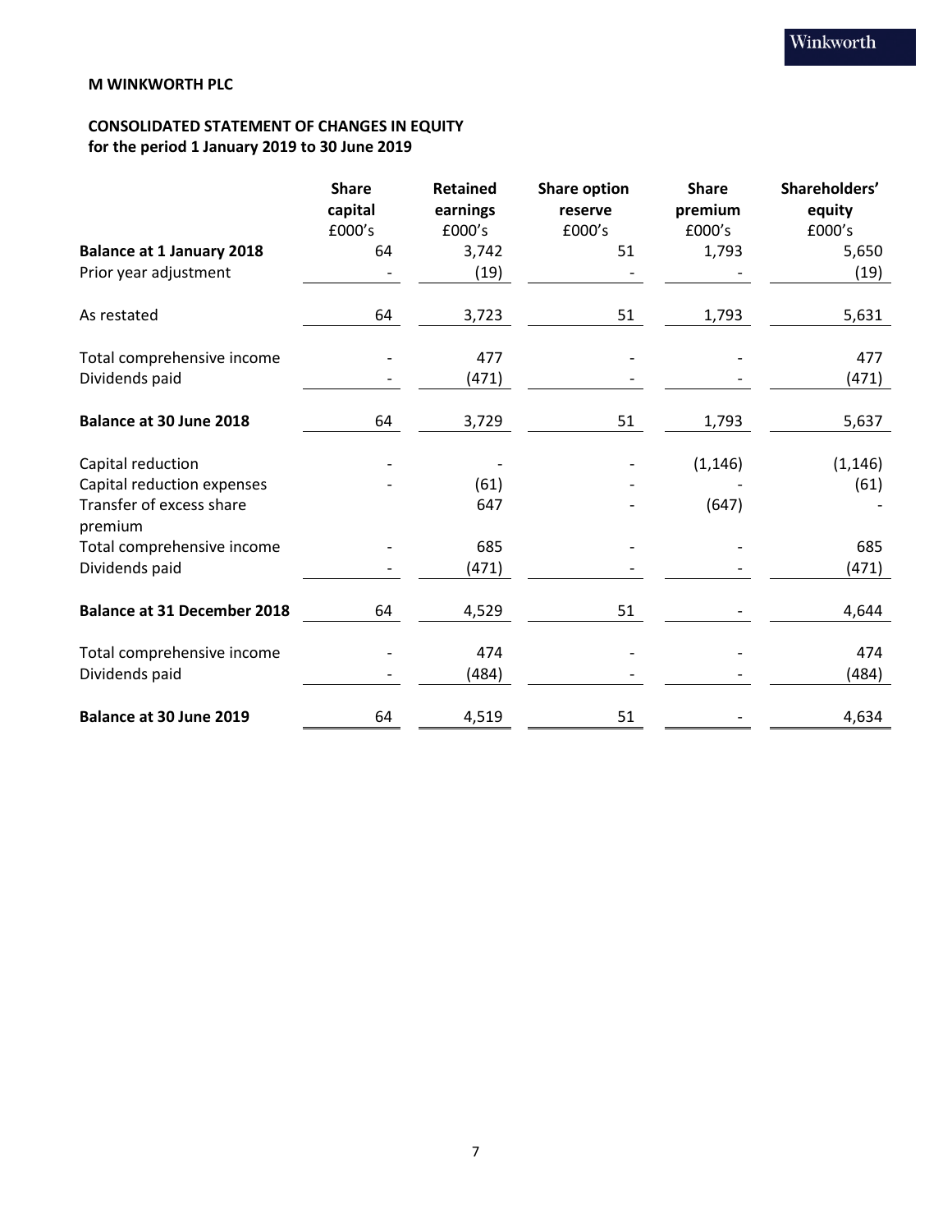**M WINKWORTH PLC**

**CONSOLIDATED STATEMENT OF CHANGES IN EQUITY**
**for the period 1 January 2019 to 30 June 2019**

| | Share capital £000's | Retained earnings £000's | Share option reserve £000's | Share premium £000's | Shareholders' equity £000's |
|---|---|---|---|---|---|
| **Balance at 1 January 2018** | 64 | 3,742 | 51 | 1,793 | 5,650 |
| Prior year adjustment | - | (19) | - | - | (19) |
| As restated | 64 | 3,723 | 51 | 1,793 | 5,631 |
| Total comprehensive income | - | 477 | - | - | 477 |
| Dividends paid | - | (471) | - | - | (471) |
| **Balance at 30 June 2018** | 64 | 3,729 | 51 | 1,793 | 5,637 |
| Capital reduction | - | - | - | (1,146) | (1,146) |
| Capital reduction expenses | - | (61) | - | - | (61) |
| Transfer of excess share premium | | 647 | - | (647) | - |
| Total comprehensive income | - | 685 | - | - | 685 |
| Dividends paid | - | (471) | - | - | (471) |
| **Balance at 31 December 2018** | 64 | 4,529 | 51 | - | 4,644 |
| Total comprehensive income | - | 474 | - | - | 474 |
| Dividends paid | - | (484) | - | - | (484) |
| **Balance at 30 June 2019** | 64 | 4,519 | 51 | - | 4,634 |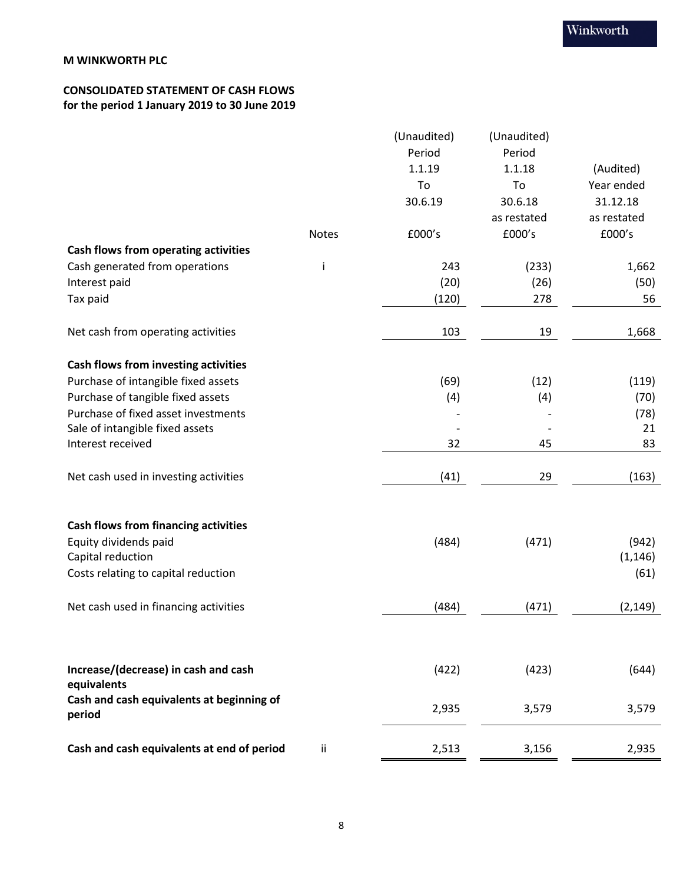**M WINKWORTH PLC**

**CONSOLIDATED STATEMENT OF CASH FLOWS**
**for the period 1 January 2019 to 30 June 2019**

| | Notes | (Unaudited) Period 1.1.19 To 30.6.19 £000's | (Unaudited) Period 1.1.18 To 30.6.18 as restated £000's | (Audited) Year ended 31.12.18 as restated £000's |
|---|---|---|---|---|
| **Cash flows from operating activities** | | | | |
| Cash generated from operations | i | 243 | (233) | 1,662 |
| Interest paid | | (20) | (26) | (50) |
| Tax paid | | (120) | 278 | 56 |
| Net cash from operating activities | | 103 | 19 | 1,668 |
| **Cash flows from investing activities** | | | | |
| Purchase of intangible fixed assets | | (69) | (12) | (119) |
| Purchase of tangible fixed assets | | (4) | (4) | (70) |
| Purchase of fixed asset investments | | - | - | (78) |
| Sale of intangible fixed assets | | - | - | 21 |
| Interest received | | 32 | 45 | 83 |
| Net cash used in investing activities | | (41) | 29 | (163) |
| **Cash flows from financing activities** | | | | |
| Equity dividends paid | | (484) | (471) | (942) |
| Capital reduction | | | | (1,146) |
| Costs relating to capital reduction | | | | (61) |
| Net cash used in financing activities | | (484) | (471) | (2,149) |
| **Increase/(decrease) in cash and cash equivalents** | | (422) | (423) | (644) |
| **Cash and cash equivalents at beginning of period** | | 2,935 | 3,579 | 3,579 |
| **Cash and cash equivalents at end of period** | ii | 2,513 | 3,156 | 2,935 |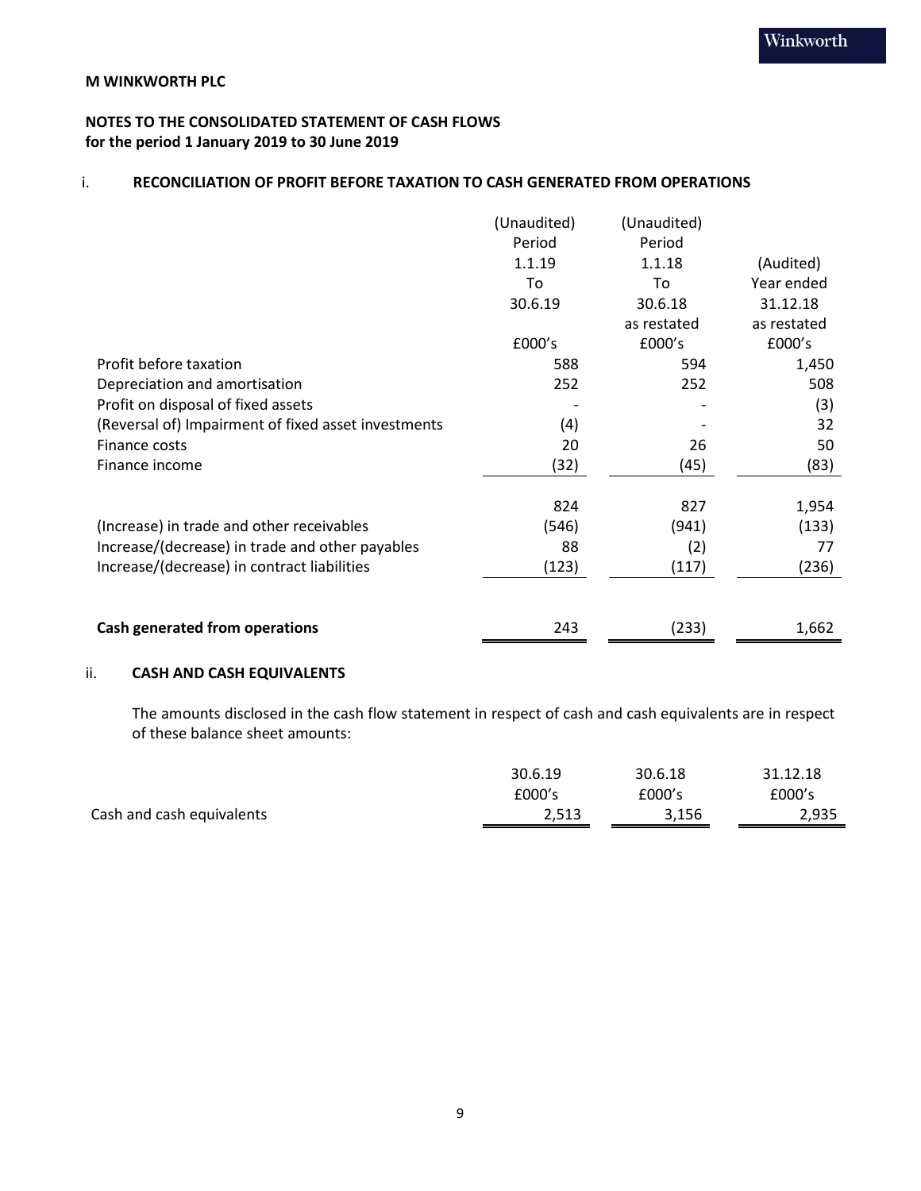**M WINKWORTH PLC**

**NOTES TO THE CONSOLIDATED STATEMENT OF CASH FLOWS**
**for the period 1 January 2019 to 30 June 2019**

## i. RECONCILIATION OF PROFIT BEFORE TAXATION TO CASH GENERATED FROM OPERATIONS

| | (Unaudited) Period 1.1.19 To 30.6.19 £000's | (Unaudited) Period 1.1.18 To 30.6.18 as restated £000's | (Audited) Year ended 31.12.18 as restated £000's |
|---|---|---|---|
| Profit before taxation | 588 | 594 | 1,450 |
| Depreciation and amortisation | 252 | 252 | 508 |
| Profit on disposal of fixed assets | - | - | (3) |
| (Reversal of) Impairment of fixed asset investments | (4) | - | 32 |
| Finance costs | 20 | 26 | 50 |
| Finance income | (32) | (45) | (83) |
| | 824 | 827 | 1,954 |
| (Increase) in trade and other receivables | (546) | (941) | (133) |
| Increase/(decrease) in trade and other payables | 88 | (2) | 77 |
| Increase/(decrease) in contract liabilities | (123) | (117) | (236) |
| **Cash generated from operations** | 243 | (233) | 1,662 |

## ii. CASH AND CASH EQUIVALENTS

The amounts disclosed in the cash flow statement in respect of cash and cash equivalents are in respect of these balance sheet amounts:

| | 30.6.19 £000's | 30.6.18 £000's | 31.12.18 £000's |
|---|---|---|---|
| Cash and cash equivalents | 2,513 | 3,156 | 2,935 |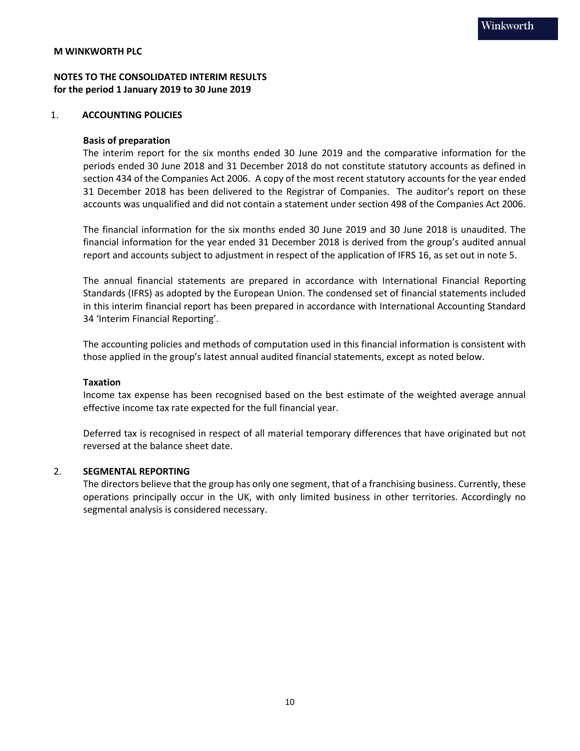**M WINKWORTH PLC**

**NOTES TO THE CONSOLIDATED INTERIM RESULTS**
**for the period 1 January 2019 to 30 June 2019**

## 1. ACCOUNTING POLICIES

**Basis of preparation**

The interim report for the six months ended 30 June 2019 and the comparative information for the periods ended 30 June 2018 and 31 December 2018 do not constitute statutory accounts as defined in section 434 of the Companies Act 2006. A copy of the most recent statutory accounts for the year ended 31 December 2018 has been delivered to the Registrar of Companies. The auditor's report on these accounts was unqualified and did not contain a statement under section 498 of the Companies Act 2006.

The financial information for the six months ended 30 June 2019 and 30 June 2018 is unaudited. The financial information for the year ended 31 December 2018 is derived from the group's audited annual report and accounts subject to adjustment in respect of the application of IFRS 16, as set out in note 5.

The annual financial statements are prepared in accordance with International Financial Reporting Standards (IFRS) as adopted by the European Union. The condensed set of financial statements included in this interim financial report has been prepared in accordance with International Accounting Standard 34 'Interim Financial Reporting'.

The accounting policies and methods of computation used in this financial information is consistent with those applied in the group's latest annual audited financial statements, except as noted below.

**Taxation**

Income tax expense has been recognised based on the best estimate of the weighted average annual effective income tax rate expected for the full financial year.

Deferred tax is recognised in respect of all material temporary differences that have originated but not reversed at the balance sheet date.

## 2. SEGMENTAL REPORTING

The directors believe that the group has only one segment, that of a franchising business. Currently, these operations principally occur in the UK, with only limited business in other territories. Accordingly no segmental analysis is considered necessary.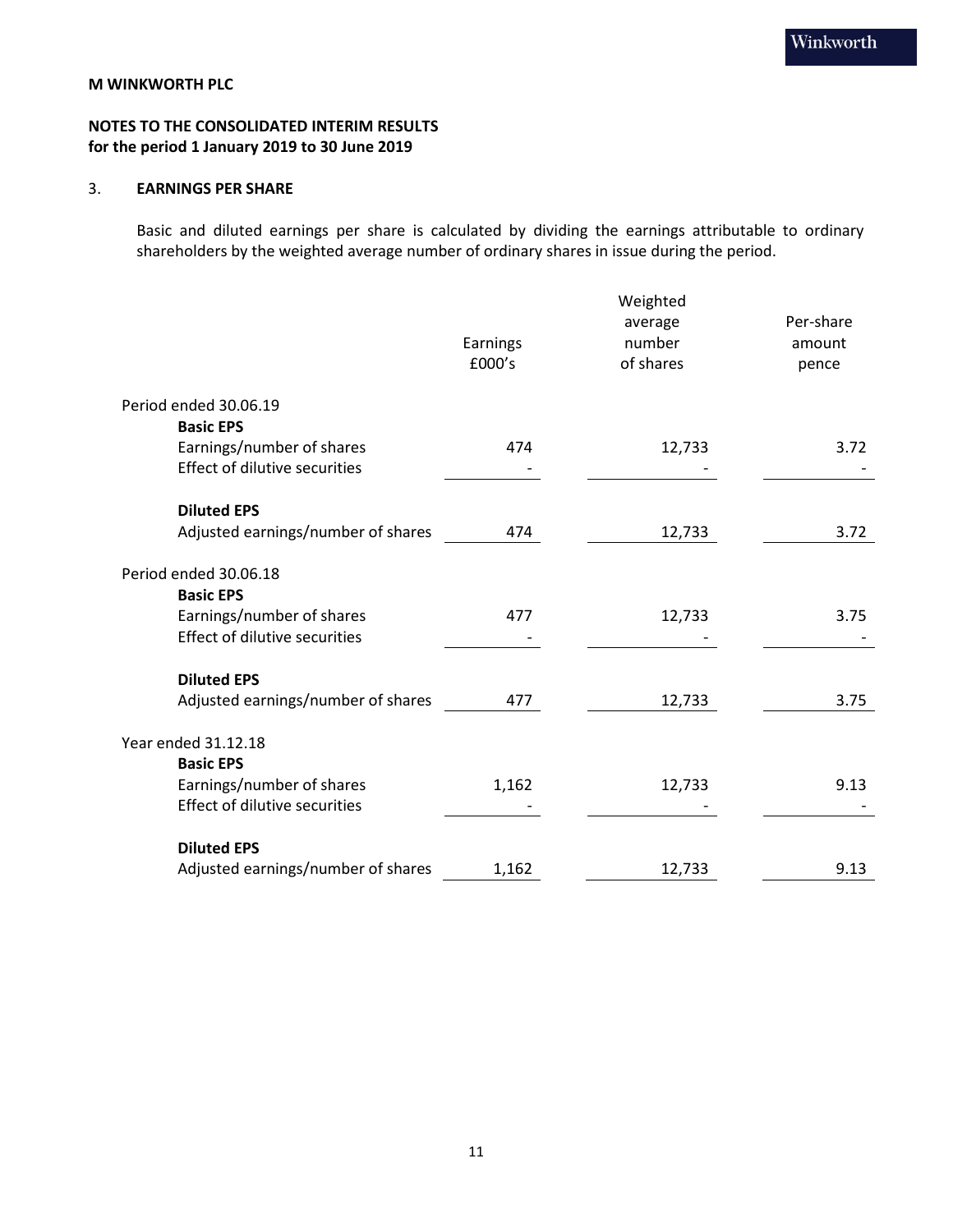**M WINKWORTH PLC**

**NOTES TO THE CONSOLIDATED INTERIM RESULTS**
**for the period 1 January 2019 to 30 June 2019**

## 3. EARNINGS PER SHARE

Basic and diluted earnings per share is calculated by dividing the earnings attributable to ordinary shareholders by the weighted average number of ordinary shares in issue during the period.

| | Earnings £000's | Weighted average number of shares | Per-share amount pence |
|---|---|---|---|
| Period ended 30.06.19 | | | |
| **Basic EPS** | | | |
| Earnings/number of shares | 474 | 12,733 | 3.72 |
| Effect of dilutive securities | - | - | - |
| **Diluted EPS** | | | |
| Adjusted earnings/number of shares | 474 | 12,733 | 3.72 |
| Period ended 30.06.18 | | | |
| **Basic EPS** | | | |
| Earnings/number of shares | 477 | 12,733 | 3.75 |
| Effect of dilutive securities | - | - | - |
| **Diluted EPS** | | | |
| Adjusted earnings/number of shares | 477 | 12,733 | 3.75 |
| Year ended 31.12.18 | | | |
| **Basic EPS** | | | |
| Earnings/number of shares | 1,162 | 12,733 | 9.13 |
| Effect of dilutive securities | - | - | - |
| **Diluted EPS** | | | |
| Adjusted earnings/number of shares | 1,162 | 12,733 | 9.13 |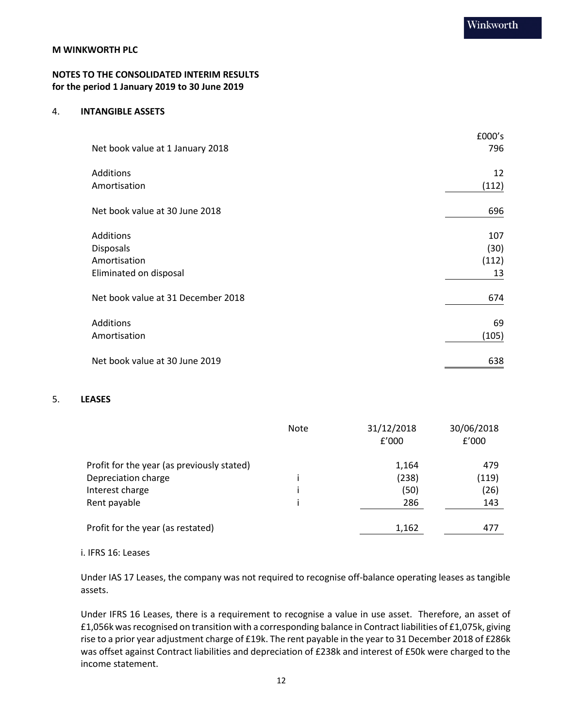**M WINKWORTH PLC**

**NOTES TO THE CONSOLIDATED INTERIM RESULTS**
**for the period 1 January 2019 to 30 June 2019**

## 4. INTANGIBLE ASSETS

| | £000's |
|---|---|
| Net book value at 1 January 2018 | 796 |
| Additions | 12 |
| Amortisation | (112) |
| Net book value at 30 June 2018 | 696 |
| Additions | 107 |
| Disposals | (30) |
| Amortisation | (112) |
| Eliminated on disposal | 13 |
| Net book value at 31 December 2018 | 674 |
| Additions | 69 |
| Amortisation | (105) |
| Net book value at 30 June 2019 | 638 |

## 5. LEASES

| | Note | 31/12/2018 £'000 | 30/06/2018 £'000 |
|---|---|---|---|
| Profit for the year (as previously stated) | | 1,164 | 479 |
| Depreciation charge | i | (238) | (119) |
| Interest charge | i | (50) | (26) |
| Rent payable | i | 286 | 143 |
| Profit for the year (as restated) | | 1,162 | 477 |

i. IFRS 16: Leases

Under IAS 17 Leases, the company was not required to recognise off-balance operating leases as tangible assets.

Under IFRS 16 Leases, there is a requirement to recognise a value in use asset. Therefore, an asset of £1,056k was recognised on transition with a corresponding balance in Contract liabilities of £1,075k, giving rise to a prior year adjustment charge of £19k. The rent payable in the year to 31 December 2018 of £286k was offset against Contract liabilities and depreciation of £238k and interest of £50k were charged to the income statement.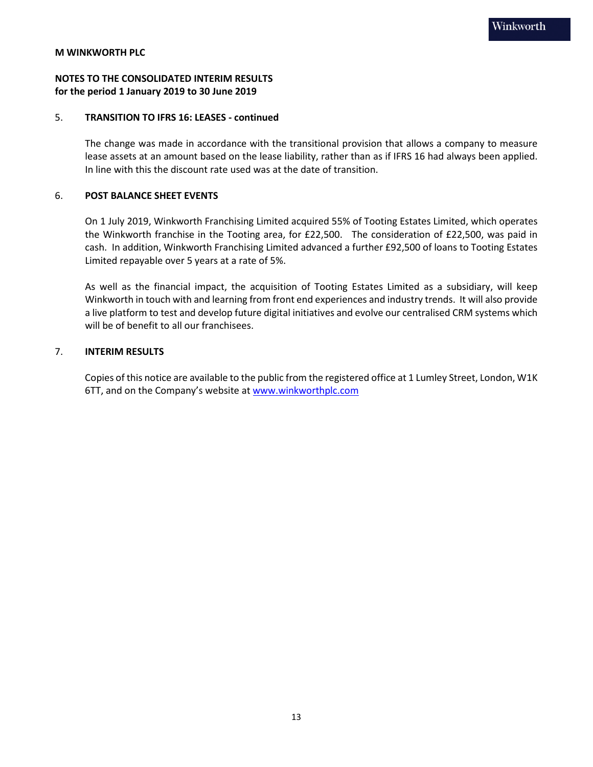**M WINKWORTH PLC**

**NOTES TO THE CONSOLIDATED INTERIM RESULTS**
**for the period 1 January 2019 to 30 June 2019**

## 5. TRANSITION TO IFRS 16: LEASES - continued

The change was made in accordance with the transitional provision that allows a company to measure lease assets at an amount based on the lease liability, rather than as if IFRS 16 had always been applied. In line with this the discount rate used was at the date of transition.

## 6. POST BALANCE SHEET EVENTS

On 1 July 2019, Winkworth Franchising Limited acquired 55% of Tooting Estates Limited, which operates the Winkworth franchise in the Tooting area, for £22,500. The consideration of £22,500, was paid in cash. In addition, Winkworth Franchising Limited advanced a further £92,500 of loans to Tooting Estates Limited repayable over 5 years at a rate of 5%.

As well as the financial impact, the acquisition of Tooting Estates Limited as a subsidiary, will keep Winkworth in touch with and learning from front end experiences and industry trends. It will also provide a live platform to test and develop future digital initiatives and evolve our centralised CRM systems which will be of benefit to all our franchisees.

## 7. INTERIM RESULTS

Copies of this notice are available to the public from the registered office at 1 Lumley Street, London, W1K 6TT, and on the Company's website at www.winkworthplc.com